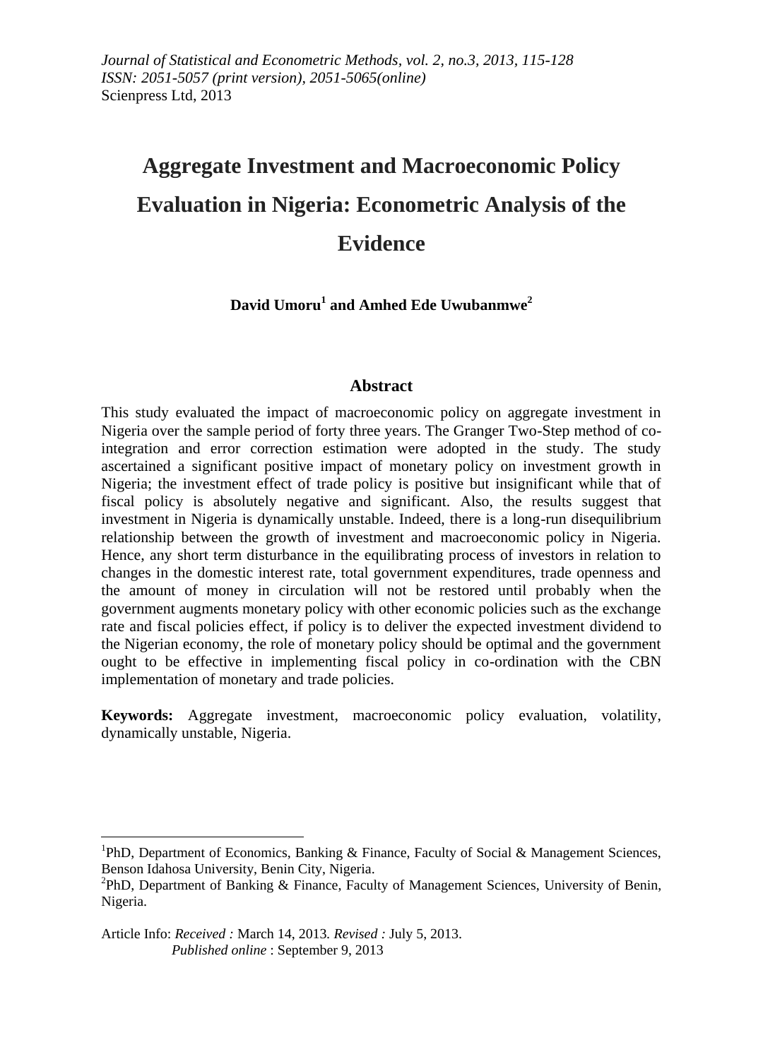*Journal of Statistical and Econometric Methods, vol. 2, no.3, 2013, 115-128*
*ISSN: 2051-5057 (print version), 2051-5065(online)*
Scienpress Ltd, 2013

# Aggregate Investment and Macroeconomic Policy Evaluation in Nigeria: Econometric Analysis of the Evidence

**David Umoru[1] and Amhed Ede Uwubanmwe[2]**

## Abstract

This study evaluated the impact of macroeconomic policy on aggregate investment in Nigeria over the sample period of forty three years. The Granger Two-Step method of co-integration and error correction estimation were adopted in the study. The study ascertained a significant positive impact of monetary policy on investment growth in Nigeria; the investment effect of trade policy is positive but insignificant while that of fiscal policy is absolutely negative and significant. Also, the results suggest that investment in Nigeria is dynamically unstable. Indeed, there is a long-run disequilibrium relationship between the growth of investment and macroeconomic policy in Nigeria. Hence, any short term disturbance in the equilibrating process of investors in relation to changes in the domestic interest rate, total government expenditures, trade openness and the amount of money in circulation will not be restored until probably when the government augments monetary policy with other economic policies such as the exchange rate and fiscal policies effect, if policy is to deliver the expected investment dividend to the Nigerian economy, the role of monetary policy should be optimal and the government ought to be effective in implementing fiscal policy in co-ordination with the CBN implementation of monetary and trade policies.

**Keywords:** Aggregate investment, macroeconomic policy evaluation, volatility, dynamically unstable, Nigeria.

---

[1]PhD, Department of Economics, Banking & Finance, Faculty of Social & Management Sciences, Benson Idahosa University, Benin City, Nigeria.
[2]PhD, Department of Banking & Finance, Faculty of Management Sciences, University of Benin, Nigeria.

Article Info: *Received :* March 14, 2013. *Revised :* July 5, 2013.
*Published online* : September 9, 2013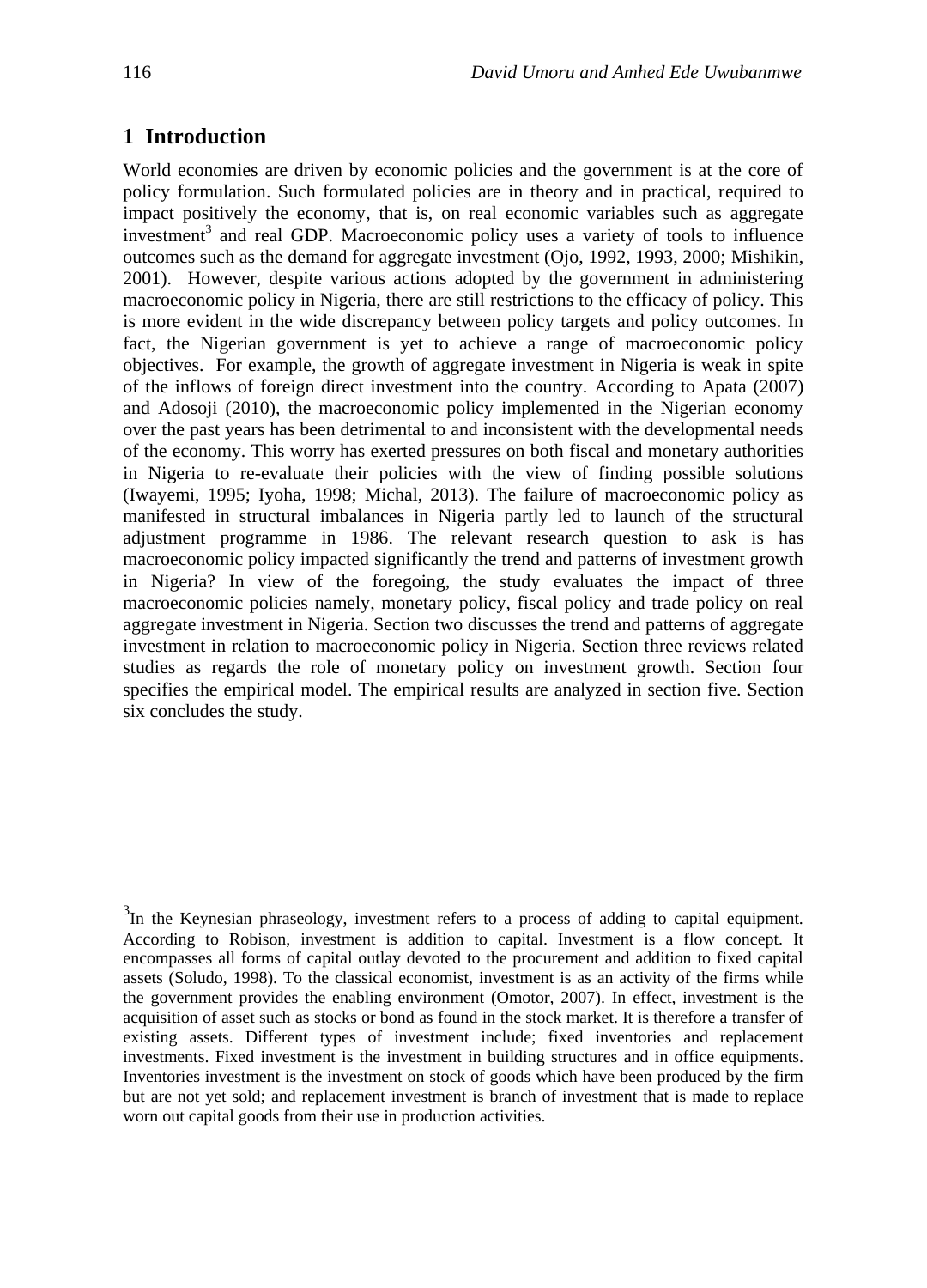## 1 Introduction

World economies are driven by economic policies and the government is at the core of policy formulation. Such formulated policies are in theory and in practical, required to impact positively the economy, that is, on real economic variables such as aggregate investment[3] and real GDP. Macroeconomic policy uses a variety of tools to influence outcomes such as the demand for aggregate investment (Ojo, 1992, 1993, 2000; Mishikin, 2001). However, despite various actions adopted by the government in administering macroeconomic policy in Nigeria, there are still restrictions to the efficacy of policy. This is more evident in the wide discrepancy between policy targets and policy outcomes. In fact, the Nigerian government is yet to achieve a range of macroeconomic policy objectives. For example, the growth of aggregate investment in Nigeria is weak in spite of the inflows of foreign direct investment into the country. According to Apata (2007) and Adosoji (2010), the macroeconomic policy implemented in the Nigerian economy over the past years has been detrimental to and inconsistent with the developmental needs of the economy. This worry has exerted pressures on both fiscal and monetary authorities in Nigeria to re-evaluate their policies with the view of finding possible solutions (Iwayemi, 1995; Iyoha, 1998; Michal, 2013). The failure of macroeconomic policy as manifested in structural imbalances in Nigeria partly led to launch of the structural adjustment programme in 1986. The relevant research question to ask is has macroeconomic policy impacted significantly the trend and patterns of investment growth in Nigeria? In view of the foregoing, the study evaluates the impact of three macroeconomic policies namely, monetary policy, fiscal policy and trade policy on real aggregate investment in Nigeria. Section two discusses the trend and patterns of aggregate investment in relation to macroeconomic policy in Nigeria. Section three reviews related studies as regards the role of monetary policy on investment growth. Section four specifies the empirical model. The empirical results are analyzed in section five. Section six concludes the study.

---

[3] In the Keynesian phraseology, investment refers to a process of adding to capital equipment. According to Robison, investment is addition to capital. Investment is a flow concept. It encompasses all forms of capital outlay devoted to the procurement and addition to fixed capital assets (Soludo, 1998). To the classical economist, investment is as an activity of the firms while the government provides the enabling environment (Omotor, 2007). In effect, investment is the acquisition of asset such as stocks or bond as found in the stock market. It is therefore a transfer of existing assets. Different types of investment include; fixed inventories and replacement investments. Fixed investment is the investment in building structures and in office equipments. Inventories investment is the investment on stock of goods which have been produced by the firm but are not yet sold; and replacement investment is branch of investment that is made to replace worn out capital goods from their use in production activities.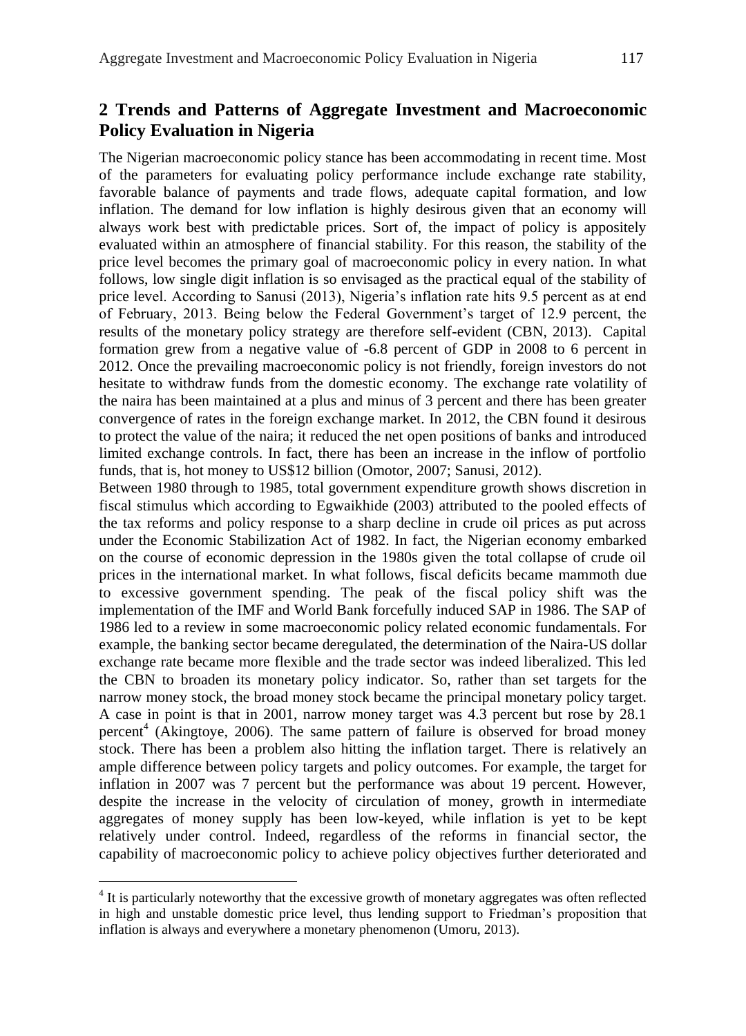## 2 Trends and Patterns of Aggregate Investment and Macroeconomic Policy Evaluation in Nigeria

The Nigerian macroeconomic policy stance has been accommodating in recent time. Most of the parameters for evaluating policy performance include exchange rate stability, favorable balance of payments and trade flows, adequate capital formation, and low inflation. The demand for low inflation is highly desirous given that an economy will always work best with predictable prices. Sort of, the impact of policy is appositely evaluated within an atmosphere of financial stability. For this reason, the stability of the price level becomes the primary goal of macroeconomic policy in every nation. In what follows, low single digit inflation is so envisaged as the practical equal of the stability of price level. According to Sanusi (2013), Nigeria's inflation rate hits 9.5 percent as at end of February, 2013. Being below the Federal Government's target of 12.9 percent, the results of the monetary policy strategy are therefore self-evident (CBN, 2013). Capital formation grew from a negative value of -6.8 percent of GDP in 2008 to 6 percent in 2012. Once the prevailing macroeconomic policy is not friendly, foreign investors do not hesitate to withdraw funds from the domestic economy. The exchange rate volatility of the naira has been maintained at a plus and minus of 3 percent and there has been greater convergence of rates in the foreign exchange market. In 2012, the CBN found it desirous to protect the value of the naira; it reduced the net open positions of banks and introduced limited exchange controls. In fact, there has been an increase in the inflow of portfolio funds, that is, hot money to US$12 billion (Omotor, 2007; Sanusi, 2012).

Between 1980 through to 1985, total government expenditure growth shows discretion in fiscal stimulus which according to Egwaikhide (2003) attributed to the pooled effects of the tax reforms and policy response to a sharp decline in crude oil prices as put across under the Economic Stabilization Act of 1982. In fact, the Nigerian economy embarked on the course of economic depression in the 1980s given the total collapse of crude oil prices in the international market. In what follows, fiscal deficits became mammoth due to excessive government spending. The peak of the fiscal policy shift was the implementation of the IMF and World Bank forcefully induced SAP in 1986. The SAP of 1986 led to a review in some macroeconomic policy related economic fundamentals. For example, the banking sector became deregulated, the determination of the Naira-US dollar exchange rate became more flexible and the trade sector was indeed liberalized. This led the CBN to broaden its monetary policy indicator. So, rather than set targets for the narrow money stock, the broad money stock became the principal monetary policy target. A case in point is that in 2001, narrow money target was 4.3 percent but rose by 28.1 percent[4] (Akingtoye, 2006). The same pattern of failure is observed for broad money stock. There has been a problem also hitting the inflation target. There is relatively an ample difference between policy targets and policy outcomes. For example, the target for inflation in 2007 was 7 percent but the performance was about 19 percent. However, despite the increase in the velocity of circulation of money, growth in intermediate aggregates of money supply has been low-keyed, while inflation is yet to be kept relatively under control. Indeed, regardless of the reforms in financial sector, the capability of macroeconomic policy to achieve policy objectives further deteriorated and

[4] It is particularly noteworthy that the excessive growth of monetary aggregates was often reflected in high and unstable domestic price level, thus lending support to Friedman's proposition that inflation is always and everywhere a monetary phenomenon (Umoru, 2013).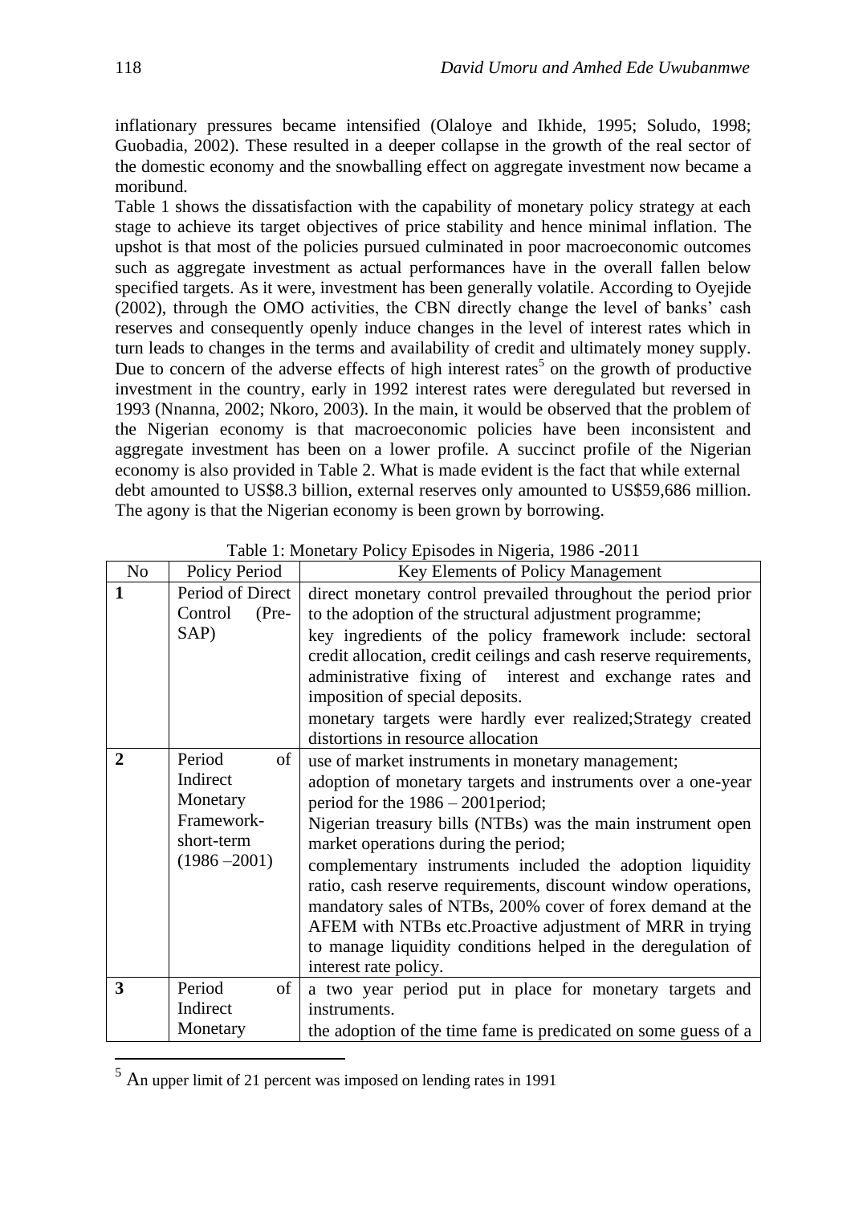inflationary pressures became intensified (Olaloye and Ikhide, 1995; Soludo, 1998; Guobadia, 2002). These resulted in a deeper collapse in the growth of the real sector of the domestic economy and the snowballing effect on aggregate investment now became a moribund.

Table 1 shows the dissatisfaction with the capability of monetary policy strategy at each stage to achieve its target objectives of price stability and hence minimal inflation. The upshot is that most of the policies pursued culminated in poor macroeconomic outcomes such as aggregate investment as actual performances have in the overall fallen below specified targets. As it were, investment has been generally volatile. According to Oyejide (2002), through the OMO activities, the CBN directly change the level of banks' cash reserves and consequently openly induce changes in the level of interest rates which in turn leads to changes in the terms and availability of credit and ultimately money supply. Due to concern of the adverse effects of high interest rates[5] on the growth of productive investment in the country, early in 1992 interest rates were deregulated but reversed in 1993 (Nnanna, 2002; Nkoro, 2003). In the main, it would be observed that the problem of the Nigerian economy is that macroeconomic policies have been inconsistent and aggregate investment has been on a lower profile. A succinct profile of the Nigerian economy is also provided in Table 2. What is made evident is the fact that while external debt amounted to US$8.3 billion, external reserves only amounted to US$59,686 million. The agony is that the Nigerian economy is been grown by borrowing.

Table 1: Monetary Policy Episodes in Nigeria, 1986 -2011

| No | Policy Period | Key Elements of Policy Management |
|---|---|---|
| **1** | Period of Direct Control (Pre-SAP) | direct monetary control prevailed throughout the period prior to the adoption of the structural adjustment programme; key ingredients of the policy framework include: sectoral credit allocation, credit ceilings and cash reserve requirements, administrative fixing of interest and exchange rates and imposition of special deposits. monetary targets were hardly ever realized;Strategy created distortions in resource allocation |
| **2** | Period of Indirect Monetary Framework-short-term (1986 –2001) | use of market instruments in monetary management; adoption of monetary targets and instruments over a one-year period for the 1986 – 2001period; Nigerian treasury bills (NTBs) was the main instrument open market operations during the period; complementary instruments included the adoption liquidity ratio, cash reserve requirements, discount window operations, mandatory sales of NTBs, 200% cover of forex demand at the AFEM with NTBs etc.Proactive adjustment of MRR in trying to manage liquidity conditions helped in the deregulation of interest rate policy. |
| **3** | Period of Indirect Monetary | a two year period put in place for monetary targets and instruments. the adoption of the time fame is predicated on some guess of a |

[5] An upper limit of 21 percent was imposed on lending rates in 1991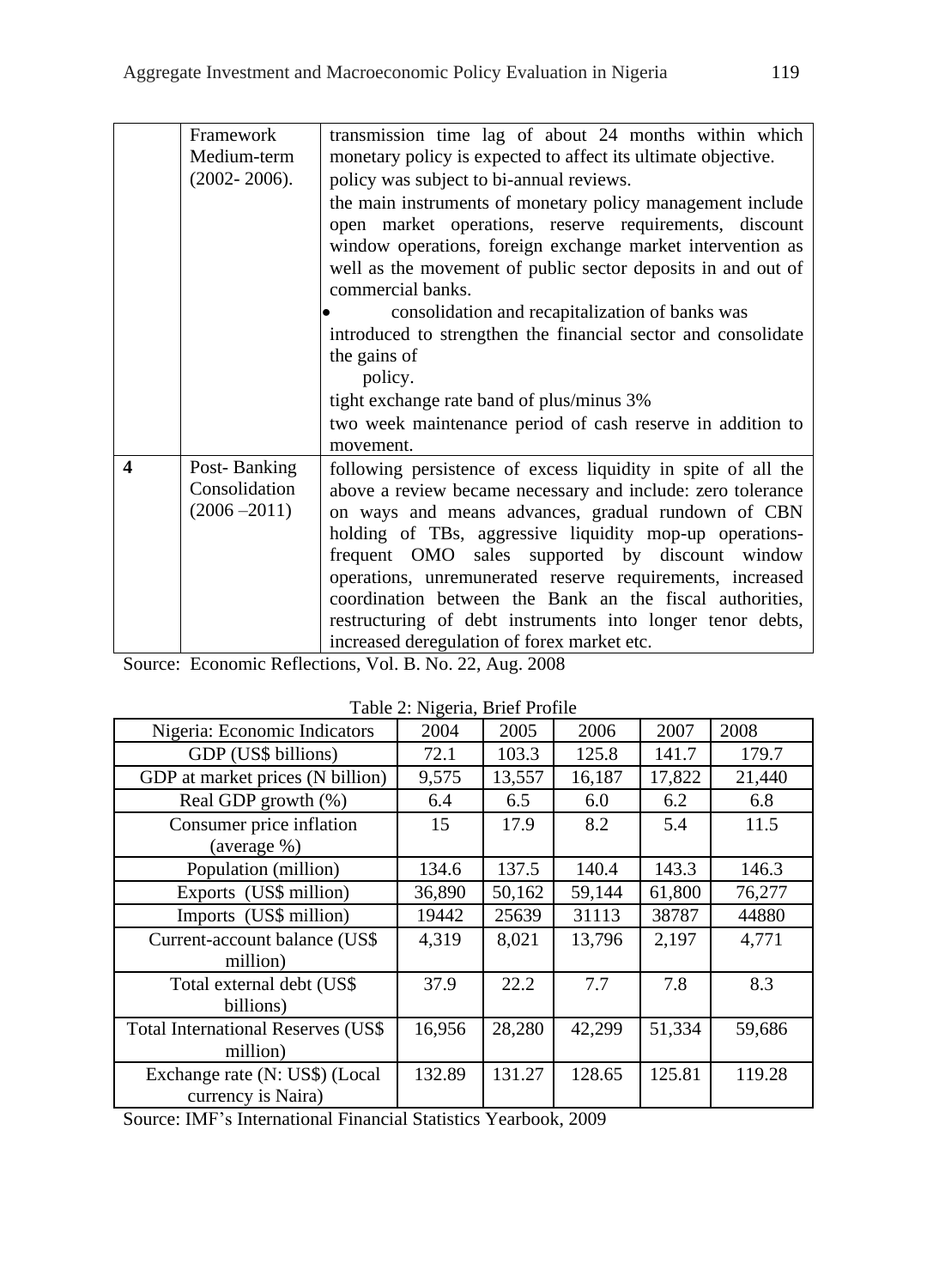|   | Framework Medium-term (2002- 2006). | transmission time lag of about 24 months within which monetary policy is expected to affect its ultimate objective. policy was subject to bi-annual reviews. the main instruments of monetary policy management include open market operations, reserve requirements, discount window operations, foreign exchange market intervention as well as the movement of public sector deposits in and out of commercial banks. • consolidation and recapitalization of banks was introduced to strengthen the financial sector and consolidate the gains of policy. tight exchange rate band of plus/minus 3% two week maintenance period of cash reserve in addition to movement. |
|---|---|---|
| **4** | Post- Banking Consolidation (2006 –2011) | following persistence of excess liquidity in spite of all the above a review became necessary and include: zero tolerance on ways and means advances, gradual rundown of CBN holding of TBs, aggressive liquidity mop-up operations-frequent OMO sales supported by discount window operations, unremunerated reserve requirements, increased coordination between the Bank an the fiscal authorities, restructuring of debt instruments into longer tenor debts, increased deregulation of forex market etc. |

Source: Economic Reflections, Vol. B. No. 22, Aug. 2008

Table 2: Nigeria, Brief Profile

| Nigeria: Economic Indicators | 2004 | 2005 | 2006 | 2007 | 2008 |
|---|---|---|---|---|---|
| GDP (US$ billions) | 72.1 | 103.3 | 125.8 | 141.7 | 179.7 |
| GDP at market prices (N billion) | 9,575 | 13,557 | 16,187 | 17,822 | 21,440 |
| Real GDP growth (%) | 6.4 | 6.5 | 6.0 | 6.2 | 6.8 |
| Consumer price inflation (average %) | 15 | 17.9 | 8.2 | 5.4 | 11.5 |
| Population (million) | 134.6 | 137.5 | 140.4 | 143.3 | 146.3 |
| Exports (US$ million) | 36,890 | 50,162 | 59,144 | 61,800 | 76,277 |
| Imports (US$ million) | 19442 | 25639 | 31113 | 38787 | 44880 |
| Current-account balance (US$ million) | 4,319 | 8,021 | 13,796 | 2,197 | 4,771 |
| Total external debt (US$ billions) | 37.9 | 22.2 | 7.7 | 7.8 | 8.3 |
| Total International Reserves (US$ million) | 16,956 | 28,280 | 42,299 | 51,334 | 59,686 |
| Exchange rate (N: US$) (Local currency is Naira) | 132.89 | 131.27 | 128.65 | 125.81 | 119.28 |

Source: IMF's International Financial Statistics Yearbook, 2009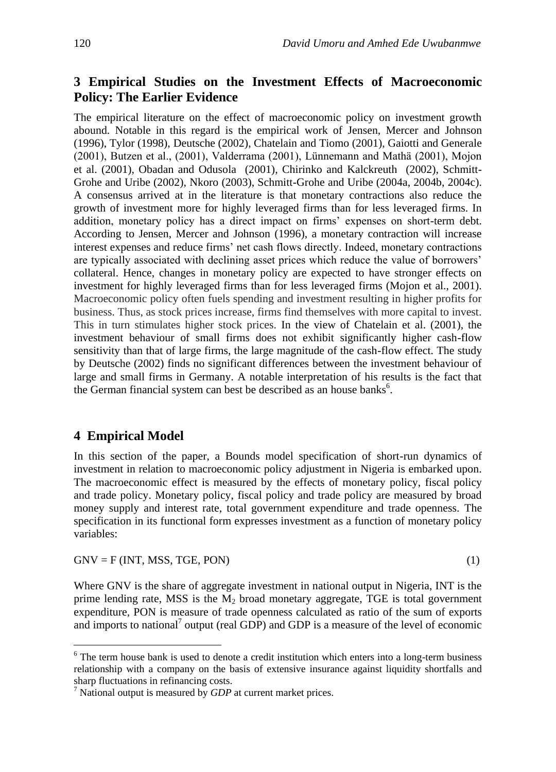## 3 Empirical Studies on the Investment Effects of Macroeconomic Policy: The Earlier Evidence

The empirical literature on the effect of macroeconomic policy on investment growth abound. Notable in this regard is the empirical work of Jensen, Mercer and Johnson (1996), Tylor (1998), Deutsche (2002), Chatelain and Tiomo (2001), Gaiotti and Generale (2001), Butzen et al., (2001), Valderrama (2001), Lünnemann and Mathä (2001), Mojon et al. (2001), Obadan and Odusola (2001), Chirinko and Kalckreuth (2002), Schmitt-Grohe and Uribe (2002), Nkoro (2003), Schmitt-Grohe and Uribe (2004a, 2004b, 2004c). A consensus arrived at in the literature is that monetary contractions also reduce the growth of investment more for highly leveraged firms than for less leveraged firms. In addition, monetary policy has a direct impact on firms' expenses on short-term debt. According to Jensen, Mercer and Johnson (1996), a monetary contraction will increase interest expenses and reduce firms' net cash flows directly. Indeed, monetary contractions are typically associated with declining asset prices which reduce the value of borrowers' collateral. Hence, changes in monetary policy are expected to have stronger effects on investment for highly leveraged firms than for less leveraged firms (Mojon et al., 2001). Macroeconomic policy often fuels spending and investment resulting in higher profits for business. Thus, as stock prices increase, firms find themselves with more capital to invest. This in turn stimulates higher stock prices. In the view of Chatelain et al. (2001), the investment behaviour of small firms does not exhibit significantly higher cash-flow sensitivity than that of large firms, the large magnitude of the cash-flow effect. The study by Deutsche (2002) finds no significant differences between the investment behaviour of large and small firms in Germany. A notable interpretation of his results is the fact that the German financial system can best be described as an house banks[6].

## 4 Empirical Model

In this section of the paper, a Bounds model specification of short-run dynamics of investment in relation to macroeconomic policy adjustment in Nigeria is embarked upon. The macroeconomic effect is measured by the effects of monetary policy, fiscal policy and trade policy. Monetary policy, fiscal policy and trade policy are measured by broad money supply and interest rate, total government expenditure and trade openness. The specification in its functional form expresses investment as a function of monetary policy variables:

$$GNV = F\,(INT, MSS, TGE, PON) \tag{1}$$

Where GNV is the share of aggregate investment in national output in Nigeria, INT is the prime lending rate, MSS is the $M_2$ broad monetary aggregate, TGE is total government expenditure, PON is measure of trade openness calculated as ratio of the sum of exports and imports to national[7] output (real GDP) and GDP is a measure of the level of economic

---

[6] The term house bank is used to denote a credit institution which enters into a long-term business relationship with a company on the basis of extensive insurance against liquidity shortfalls and sharp fluctuations in refinancing costs.

[7] National output is measured by *GDP* at current market prices.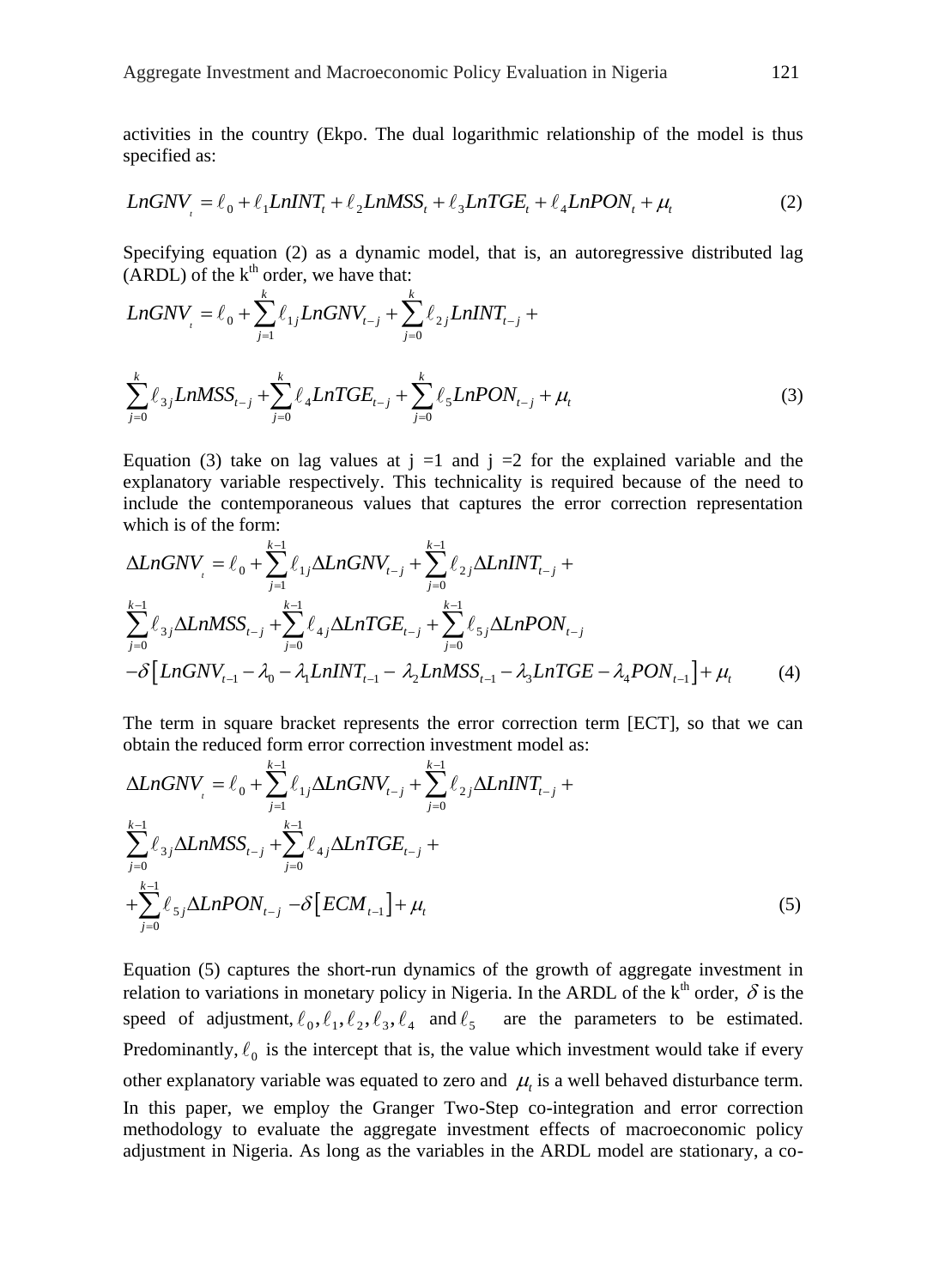activities in the country (Ekpo. The dual logarithmic relationship of the model is thus specified as:

$$LnGNV_t = \ell_0 + \ell_1 LnINT_t + \ell_2 LnMSS_t + \ell_3 LnTGE_t + \ell_4 LnPON_t + \mu_t \tag{2}$$

Specifying equation (2) as a dynamic model, that is, an autoregressive distributed lag (ARDL) of the k[th] order, we have that:

$$LnGNV_t = \ell_0 + \sum_{j=1}^{k} \ell_{1j} LnGNV_{t-j} + \sum_{j=0}^{k} \ell_{2j} LnINT_{t-j} + \sum_{j=0}^{k} \ell_{3j} LnMSS_{t-j} + \sum_{j=0}^{k} \ell_4 LnTGE_{t-j} + \sum_{j=0}^{k} \ell_5 LnPON_{t-j} + \mu_t \tag{3}$$

Equation (3) take on lag values at j =1 and j =2 for the explained variable and the explanatory variable respectively. This technicality is required because of the need to include the contemporaneous values that captures the error correction representation which is of the form:

$$\begin{aligned}\Delta LnGNV_t = {} & \ell_0 + \sum_{j=1}^{k-1} \ell_{1j} \Delta LnGNV_{t-j} + \sum_{j=0}^{k-1} \ell_{2j} \Delta LnINT_{t-j} + \\ & \sum_{j=0}^{k-1} \ell_{3j} \Delta LnMSS_{t-j} + \sum_{j=0}^{k-1} \ell_{4j} \Delta LnTGE_{t-j} + \sum_{j=0}^{k-1} \ell_{5j} \Delta LnPON_{t-j} \\ & -\delta \left[ LnGNV_{t-1} - \lambda_0 - \lambda_1 LnINT_{t-1} - \lambda_2 LnMSS_{t-1} - \lambda_3 LnTGE - \lambda_4 PON_{t-1} \right] + \mu_t \end{aligned} \tag{4}$$

The term in square bracket represents the error correction term [ECT], so that we can obtain the reduced form error correction investment model as:

$$\begin{aligned}\Delta LnGNV_t = {} & \ell_0 + \sum_{j=1}^{k-1} \ell_{1j} \Delta LnGNV_{t-j} + \sum_{j=0}^{k-1} \ell_{2j} \Delta LnINT_{t-j} + \\ & \sum_{j=0}^{k-1} \ell_{3j} \Delta LnMSS_{t-j} + \sum_{j=0}^{k-1} \ell_{4j} \Delta LnTGE_{t-j} + \\ & + \sum_{j=0}^{k-1} \ell_{5j} \Delta LnPON_{t-j} - \delta \left[ ECM_{t-1} \right] + \mu_t \end{aligned} \tag{5}$$

Equation (5) captures the short-run dynamics of the growth of aggregate investment in relation to variations in monetary policy in Nigeria. In the ARDL of the k[th] order, $\delta$ is the speed of adjustment, $\ell_0, \ell_1, \ell_2, \ell_3, \ell_4$ and $\ell_5$ are the parameters to be estimated. Predominantly, $\ell_0$ is the intercept that is, the value which investment would take if every other explanatory variable was equated to zero and $\mu_t$ is a well behaved disturbance term. In this paper, we employ the Granger Two-Step co-integration and error correction methodology to evaluate the aggregate investment effects of macroeconomic policy adjustment in Nigeria. As long as the variables in the ARDL model are stationary, a co-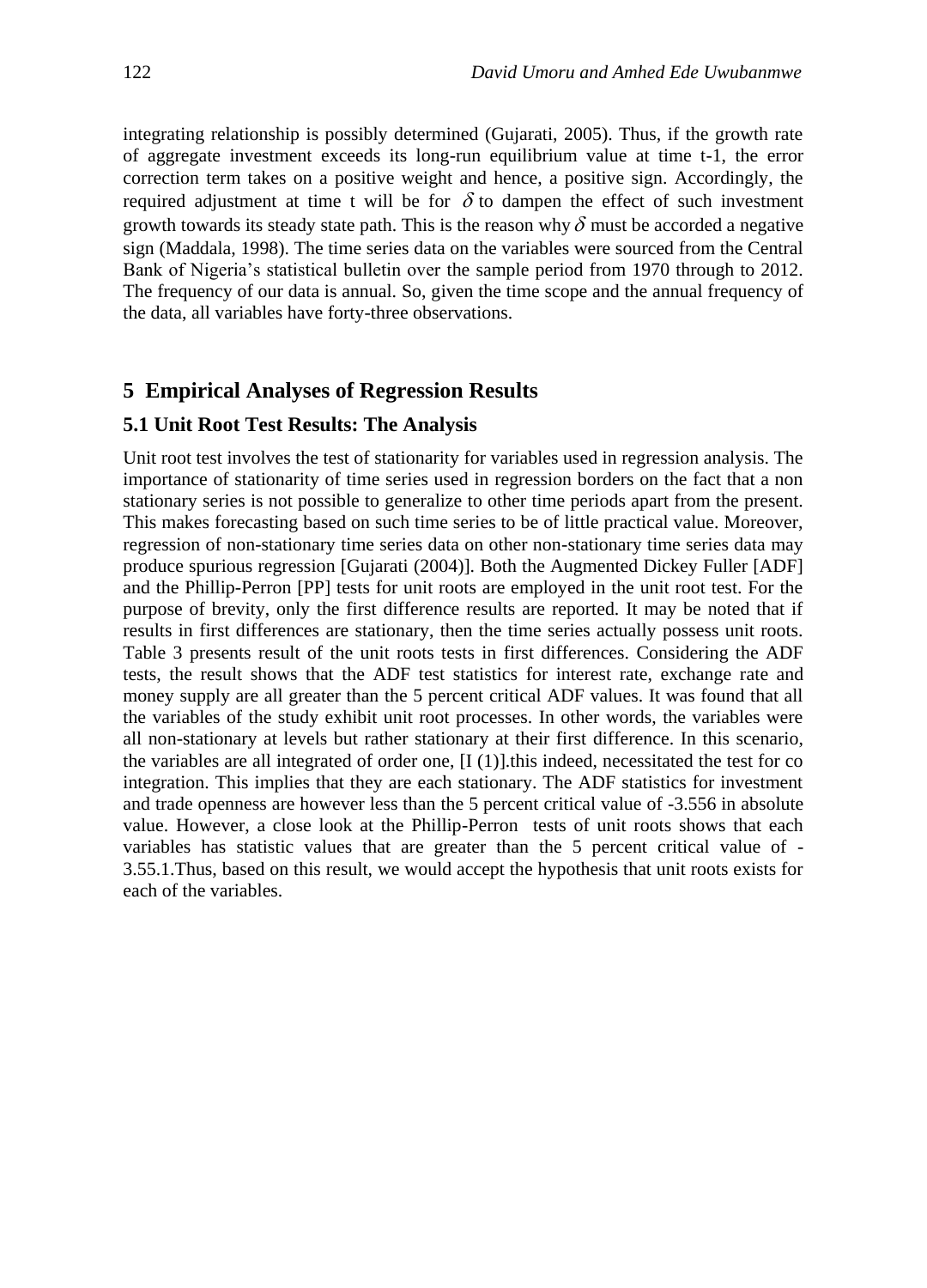integrating relationship is possibly determined (Gujarati, 2005). Thus, if the growth rate of aggregate investment exceeds its long-run equilibrium value at time t-1, the error correction term takes on a positive weight and hence, a positive sign. Accordingly, the required adjustment at time t will be for $\delta$ to dampen the effect of such investment growth towards its steady state path. This is the reason why $\delta$ must be accorded a negative sign (Maddala, 1998). The time series data on the variables were sourced from the Central Bank of Nigeria's statistical bulletin over the sample period from 1970 through to 2012. The frequency of our data is annual. So, given the time scope and the annual frequency of the data, all variables have forty-three observations.

## 5 Empirical Analyses of Regression Results

### 5.1 Unit Root Test Results: The Analysis

Unit root test involves the test of stationarity for variables used in regression analysis. The importance of stationarity of time series used in regression borders on the fact that a non stationary series is not possible to generalize to other time periods apart from the present. This makes forecasting based on such time series to be of little practical value. Moreover, regression of non-stationary time series data on other non-stationary time series data may produce spurious regression [Gujarati (2004)]. Both the Augmented Dickey Fuller [ADF] and the Phillip-Perron [PP] tests for unit roots are employed in the unit root test. For the purpose of brevity, only the first difference results are reported. It may be noted that if results in first differences are stationary, then the time series actually possess unit roots. Table 3 presents result of the unit roots tests in first differences. Considering the ADF tests, the result shows that the ADF test statistics for interest rate, exchange rate and money supply are all greater than the 5 percent critical ADF values. It was found that all the variables of the study exhibit unit root processes. In other words, the variables were all non-stationary at levels but rather stationary at their first difference. In this scenario, the variables are all integrated of order one, [I (1)].this indeed, necessitated the test for co integration. This implies that they are each stationary. The ADF statistics for investment and trade openness are however less than the 5 percent critical value of -3.556 in absolute value. However, a close look at the Phillip-Perron tests of unit roots shows that each variables has statistic values that are greater than the 5 percent critical value of -3.55.1.Thus, based on this result, we would accept the hypothesis that unit roots exists for each of the variables.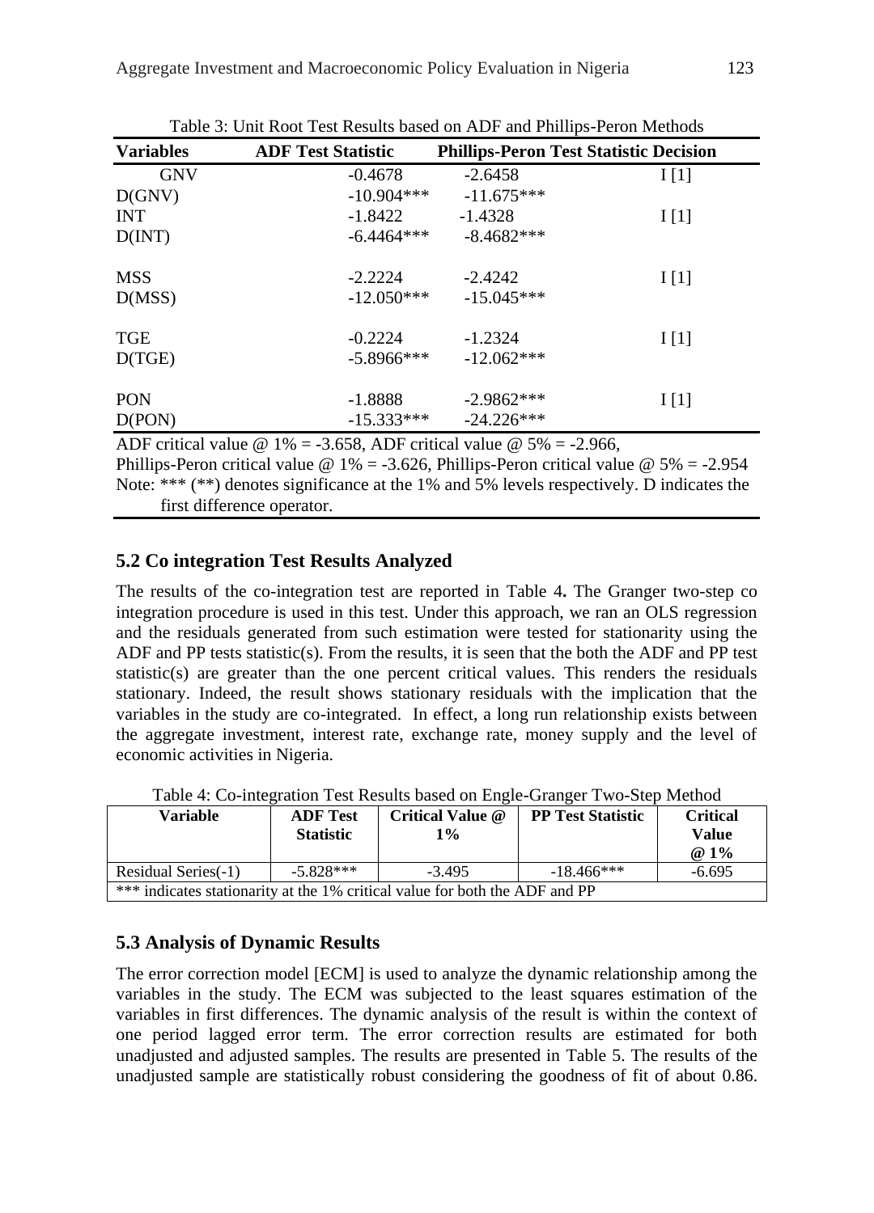Table 3: Unit Root Test Results based on ADF and Phillips-Peron Methods

| Variables | ADF Test Statistic | Phillips-Peron Test Statistic | Decision |
|---|---|---|---|
| GNV | -0.4678 | -2.6458 | I [1] |
| D(GNV) | -10.904*** | -11.675*** | |
| INT | -1.8422 | -1.4328 | I [1] |
| D(INT) | -6.4464*** | -8.4682*** | |
| MSS | -2.2224 | -2.4242 | I [1] |
| D(MSS) | -12.050*** | -15.045*** | |
| TGE | -0.2224 | -1.2324 | I [1] |
| D(TGE) | -5.8966*** | -12.062*** | |
| PON | -1.8888 | -2.9862*** | I [1] |
| D(PON) | -15.333*** | -24.226*** | |

ADF critical value @ 1% = -3.658, ADF critical value @ 5% = -2.966,
Phillips-Peron critical value @ 1% = -3.626, Phillips-Peron critical value @ 5% = -2.954
Note: *** (**) denotes significance at the 1% and 5% levels respectively. D indicates the first difference operator.

### 5.2 Co integration Test Results Analyzed

The results of the co-integration test are reported in Table 4**.** The Granger two-step co integration procedure is used in this test. Under this approach, we ran an OLS regression and the residuals generated from such estimation were tested for stationarity using the ADF and PP tests statistic(s). From the results, it is seen that the both the ADF and PP test statistic(s) are greater than the one percent critical values. This renders the residuals stationary. Indeed, the result shows stationary residuals with the implication that the variables in the study are co-integrated. In effect, a long run relationship exists between the aggregate investment, interest rate, exchange rate, money supply and the level of economic activities in Nigeria.

Table 4: Co-integration Test Results based on Engle-Granger Two-Step Method

| Variable | ADF Test Statistic | Critical Value @ 1% | PP Test Statistic | Critical Value @ 1% |
|---|---|---|---|---|
| Residual Series(-1) | -5.828*** | -3.495 | -18.466*** | -6.695 |
| *** indicates stationarity at the 1% critical value for both the ADF and PP | | | | |

### 5.3 Analysis of Dynamic Results

The error correction model [ECM] is used to analyze the dynamic relationship among the variables in the study. The ECM was subjected to the least squares estimation of the variables in first differences. The dynamic analysis of the result is within the context of one period lagged error term. The error correction results are estimated for both unadjusted and adjusted samples. The results are presented in Table 5. The results of the unadjusted sample are statistically robust considering the goodness of fit of about 0.86.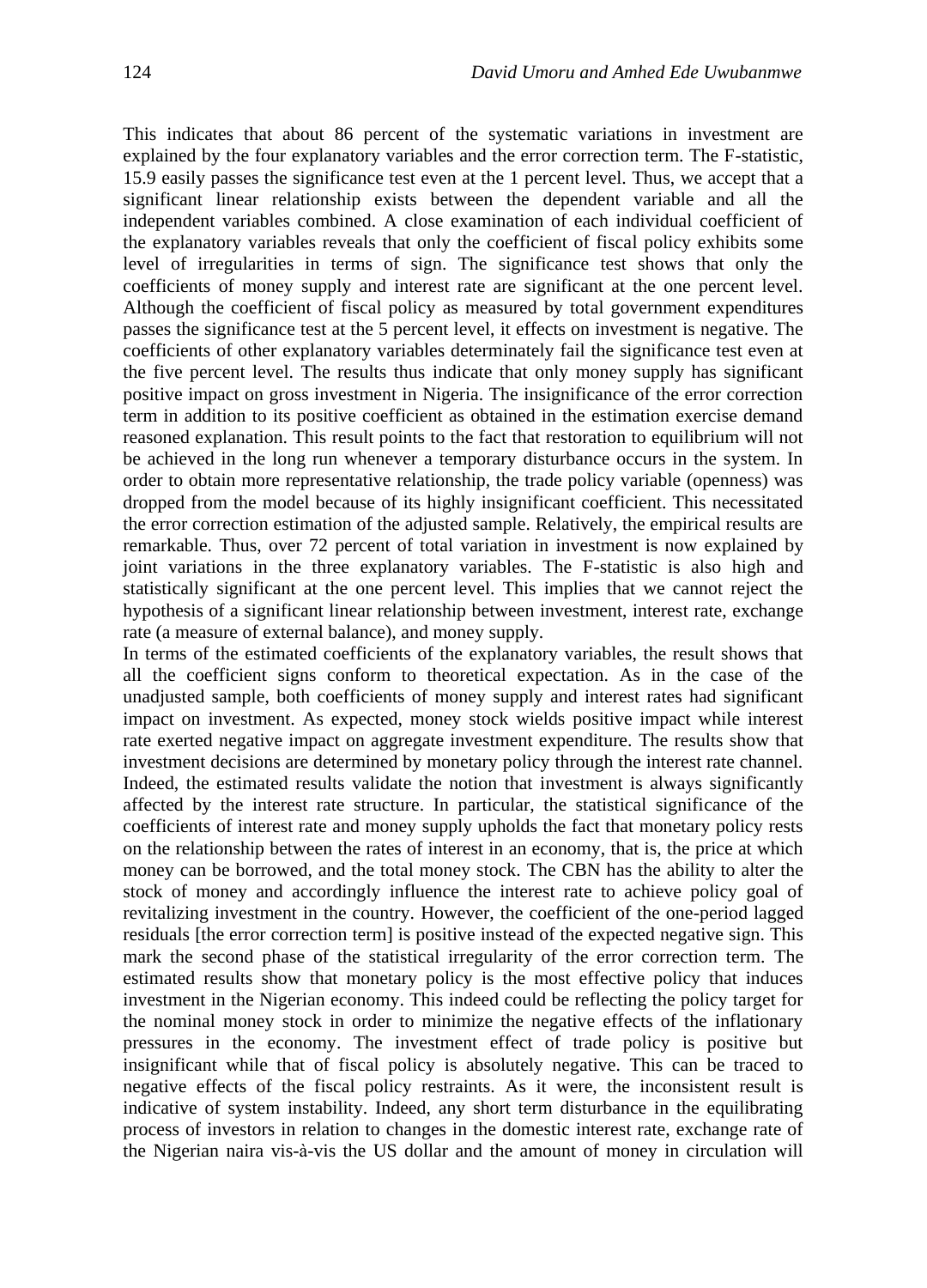This indicates that about 86 percent of the systematic variations in investment are explained by the four explanatory variables and the error correction term. The F-statistic, 15.9 easily passes the significance test even at the 1 percent level. Thus, we accept that a significant linear relationship exists between the dependent variable and all the independent variables combined. A close examination of each individual coefficient of the explanatory variables reveals that only the coefficient of fiscal policy exhibits some level of irregularities in terms of sign. The significance test shows that only the coefficients of money supply and interest rate are significant at the one percent level. Although the coefficient of fiscal policy as measured by total government expenditures passes the significance test at the 5 percent level, it effects on investment is negative. The coefficients of other explanatory variables determinately fail the significance test even at the five percent level. The results thus indicate that only money supply has significant positive impact on gross investment in Nigeria. The insignificance of the error correction term in addition to its positive coefficient as obtained in the estimation exercise demand reasoned explanation. This result points to the fact that restoration to equilibrium will not be achieved in the long run whenever a temporary disturbance occurs in the system. In order to obtain more representative relationship, the trade policy variable (openness) was dropped from the model because of its highly insignificant coefficient. This necessitated the error correction estimation of the adjusted sample. Relatively, the empirical results are remarkable. Thus, over 72 percent of total variation in investment is now explained by joint variations in the three explanatory variables. The F-statistic is also high and statistically significant at the one percent level. This implies that we cannot reject the hypothesis of a significant linear relationship between investment, interest rate, exchange rate (a measure of external balance), and money supply.

In terms of the estimated coefficients of the explanatory variables, the result shows that all the coefficient signs conform to theoretical expectation. As in the case of the unadjusted sample, both coefficients of money supply and interest rates had significant impact on investment. As expected, money stock wields positive impact while interest rate exerted negative impact on aggregate investment expenditure. The results show that investment decisions are determined by monetary policy through the interest rate channel. Indeed, the estimated results validate the notion that investment is always significantly affected by the interest rate structure. In particular, the statistical significance of the coefficients of interest rate and money supply upholds the fact that monetary policy rests on the relationship between the rates of interest in an economy, that is, the price at which money can be borrowed, and the total money stock. The CBN has the ability to alter the stock of money and accordingly influence the interest rate to achieve policy goal of revitalizing investment in the country. However, the coefficient of the one-period lagged residuals [the error correction term] is positive instead of the expected negative sign. This mark the second phase of the statistical irregularity of the error correction term. The estimated results show that monetary policy is the most effective policy that induces investment in the Nigerian economy. This indeed could be reflecting the policy target for the nominal money stock in order to minimize the negative effects of the inflationary pressures in the economy. The investment effect of trade policy is positive but insignificant while that of fiscal policy is absolutely negative. This can be traced to negative effects of the fiscal policy restraints. As it were, the inconsistent result is indicative of system instability. Indeed, any short term disturbance in the equilibrating process of investors in relation to changes in the domestic interest rate, exchange rate of the Nigerian naira vis-à-vis the US dollar and the amount of money in circulation will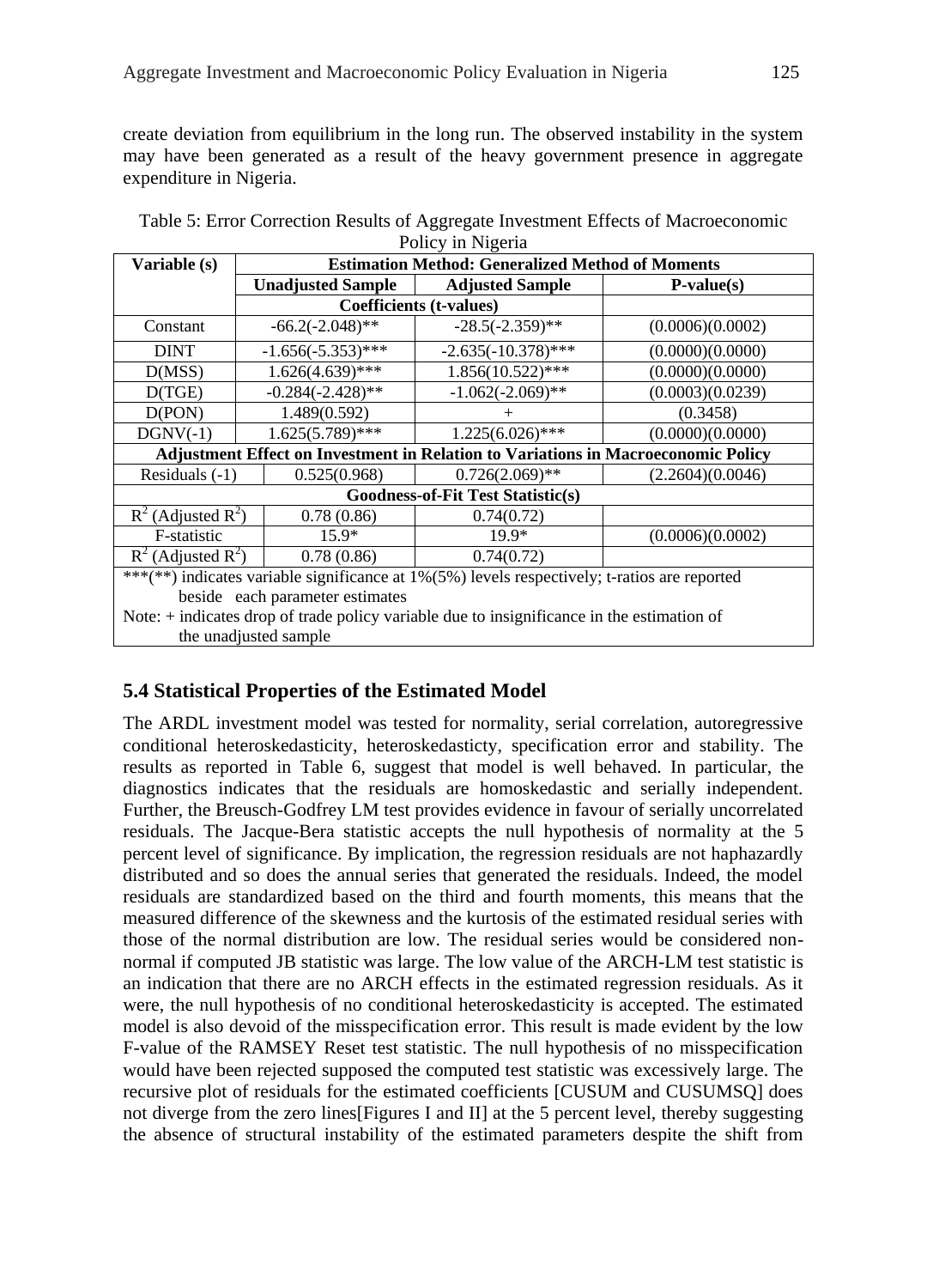create deviation from equilibrium in the long run. The observed instability in the system may have been generated as a result of the heavy government presence in aggregate expenditure in Nigeria.

Table 5: Error Correction Results of Aggregate Investment Effects of Macroeconomic Policy in Nigeria

| Variable (s) | Estimation Method: Generalized Method of Moments | | |
|---|---|---|---|
| | Unadjusted Sample | Adjusted Sample | P-value(s) |
| | Coefficients (t-values) | | |
| Constant | -66.2(-2.048)** | -28.5(-2.359)** | (0.0006)(0.0002) |
| DINT | -1.656(-5.353)*** | -2.635(-10.378)*** | (0.0000)(0.0000) |
| D(MSS) | 1.626(4.639)*** | 1.856(10.522)*** | (0.0000)(0.0000) |
| D(TGE) | -0.284(-2.428)** | -1.062(-2.069)** | (0.0003)(0.0239) |
| D(PON) | 1.489(0.592) | + | (0.3458) |
| DGNV(-1) | 1.625(5.789)*** | 1.225(6.026)*** | (0.0000)(0.0000) |
| Adjustment Effect on Investment in Relation to Variations in Macroeconomic Policy | | | |
| Residuals (-1) | 0.525(0.968) | 0.726(2.069)** | (2.2604)(0.0046) |
| Goodness-of-Fit Test Statistic(s) | | | |
| $R^2$ (Adjusted $R^2$) | 0.78 (0.86) | 0.74(0.72) | |
| F-statistic | 15.9* | 19.9* | (0.0006)(0.0002) |
| $R^2$ (Adjusted $R^2$) | 0.78 (0.86) | 0.74(0.72) | |

***(**) indicates variable significance at 1%(5%) levels respectively; t-ratios are reported beside each parameter estimates

Note: + indicates drop of trade policy variable due to insignificance in the estimation of the unadjusted sample

### 5.4 Statistical Properties of the Estimated Model

The ARDL investment model was tested for normality, serial correlation, autoregressive conditional heteroskedasticity, heteroskedasticty, specification error and stability. The results as reported in Table 6, suggest that model is well behaved. In particular, the diagnostics indicates that the residuals are homoskedastic and serially independent. Further, the Breusch-Godfrey LM test provides evidence in favour of serially uncorrelated residuals. The Jacque-Bera statistic accepts the null hypothesis of normality at the 5 percent level of significance. By implication, the regression residuals are not haphazardly distributed and so does the annual series that generated the residuals. Indeed, the model residuals are standardized based on the third and fourth moments, this means that the measured difference of the skewness and the kurtosis of the estimated residual series with those of the normal distribution are low. The residual series would be considered non-normal if computed JB statistic was large. The low value of the ARCH-LM test statistic is an indication that there are no ARCH effects in the estimated regression residuals. As it were, the null hypothesis of no conditional heteroskedasticity is accepted. The estimated model is also devoid of the misspecification error. This result is made evident by the low F-value of the RAMSEY Reset test statistic. The null hypothesis of no misspecification would have been rejected supposed the computed test statistic was excessively large. The recursive plot of residuals for the estimated coefficients [CUSUM and CUSUMSQ] does not diverge from the zero lines[Figures I and II] at the 5 percent level, thereby suggesting the absence of structural instability of the estimated parameters despite the shift from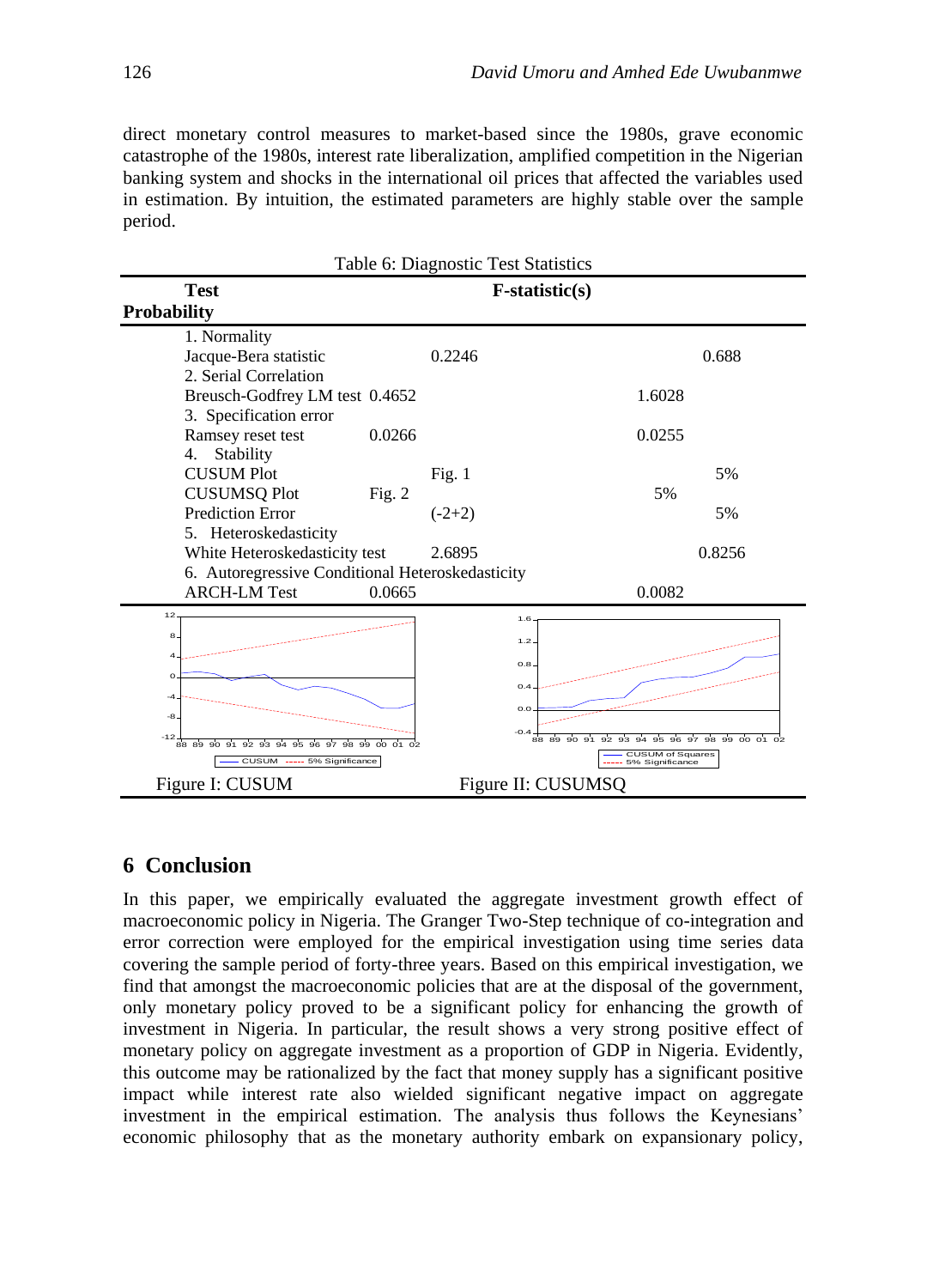direct monetary control measures to market-based since the 1980s, grave economic catastrophe of the 1980s, interest rate liberalization, amplified competition in the Nigerian banking system and shocks in the international oil prices that affected the variables used in estimation. By intuition, the estimated parameters are highly stable over the sample period.

Table 6: Diagnostic Test Statistics

| Test | F-statistic(s) | | Probability |
|---|---|---|---|
| 1. Normality | | | |
| Jacque-Bera statistic | 0.2246 | | 0.688 |
| 2. Serial Correlation | | | |
| Breusch-Godfrey LM test | 0.4652 | 1.6028 | |
| 3. Specification error | | | |
| Ramsey reset test | 0.0266 | 0.0255 | |
| 4. Stability | | | |
| CUSUM Plot | Fig. 1 | | 5% |
| CUSUMSQ Plot | Fig. 2 | 5% | |
| Prediction Error | (-2+2) | | 5% |
| 5. Heteroskedasticity | | | |
| White Heteroskedasticity test | 2.6895 | | 0.8256 |
| 6. Autoregressive Conditional Heteroskedasticity | | | |
| ARCH-LM Test | 0.0665 | 0.0082 | |

Figure I: CUSUM

Figure II: CUSUMSQ

## 6 Conclusion

In this paper, we empirically evaluated the aggregate investment growth effect of macroeconomic policy in Nigeria. The Granger Two-Step technique of co-integration and error correction were employed for the empirical investigation using time series data covering the sample period of forty-three years. Based on this empirical investigation, we find that amongst the macroeconomic policies that are at the disposal of the government, only monetary policy proved to be a significant policy for enhancing the growth of investment in Nigeria. In particular, the result shows a very strong positive effect of monetary policy on aggregate investment as a proportion of GDP in Nigeria. Evidently, this outcome may be rationalized by the fact that money supply has a significant positive impact while interest rate also wielded significant negative impact on aggregate investment in the empirical estimation. The analysis thus follows the Keynesians' economic philosophy that as the monetary authority embark on expansionary policy,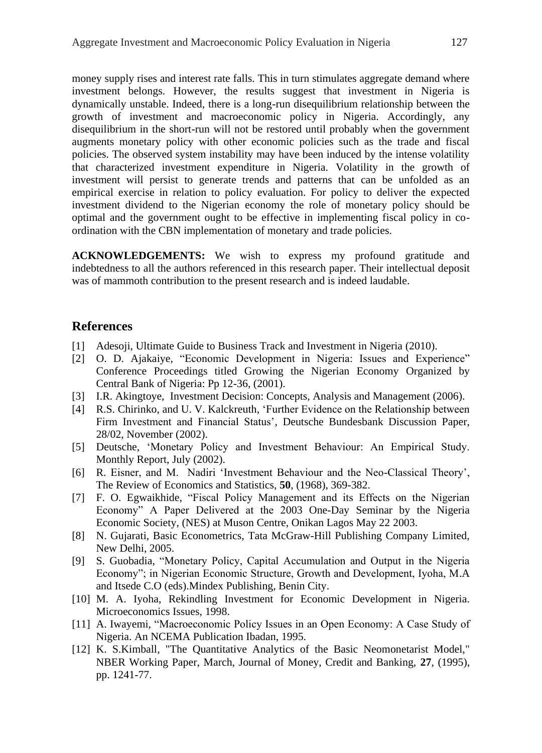money supply rises and interest rate falls. This in turn stimulates aggregate demand where investment belongs. However, the results suggest that investment in Nigeria is dynamically unstable. Indeed, there is a long-run disequilibrium relationship between the growth of investment and macroeconomic policy in Nigeria. Accordingly, any disequilibrium in the short-run will not be restored until probably when the government augments monetary policy with other economic policies such as the trade and fiscal policies. The observed system instability may have been induced by the intense volatility that characterized investment expenditure in Nigeria. Volatility in the growth of investment will persist to generate trends and patterns that can be unfolded as an empirical exercise in relation to policy evaluation. For policy to deliver the expected investment dividend to the Nigerian economy the role of monetary policy should be optimal and the government ought to be effective in implementing fiscal policy in co-ordination with the CBN implementation of monetary and trade policies.

**ACKNOWLEDGEMENTS:** We wish to express my profound gratitude and indebtedness to all the authors referenced in this research paper. Their intellectual deposit was of mammoth contribution to the present research and is indeed laudable.

## References

[1] Adesoji, Ultimate Guide to Business Track and Investment in Nigeria (2010).

[2] O. D. Ajakaiye, "Economic Development in Nigeria: Issues and Experience" Conference Proceedings titled Growing the Nigerian Economy Organized by Central Bank of Nigeria: Pp 12-36, (2001).

[3] I.R. Akingtoye, Investment Decision: Concepts, Analysis and Management (2006).

[4] R.S. Chirinko, and U. V. Kalckreuth, 'Further Evidence on the Relationship between Firm Investment and Financial Status', Deutsche Bundesbank Discussion Paper, 28/02, November (2002).

[5] Deutsche, 'Monetary Policy and Investment Behaviour: An Empirical Study. Monthly Report, July (2002).

[6] R. Eisner, and M. Nadiri 'Investment Behaviour and the Neo-Classical Theory', The Review of Economics and Statistics, **50**, (1968), 369-382.

[7] F. O. Egwaikhide, "Fiscal Policy Management and its Effects on the Nigerian Economy" A Paper Delivered at the 2003 One-Day Seminar by the Nigeria Economic Society, (NES) at Muson Centre, Onikan Lagos May 22 2003.

[8] N. Gujarati, Basic Econometrics, Tata McGraw-Hill Publishing Company Limited, New Delhi, 2005.

[9] S. Guobadia, "Monetary Policy, Capital Accumulation and Output in the Nigeria Economy"; in Nigerian Economic Structure, Growth and Development, Iyoha, M.A and Itsede C.O (eds).Mindex Publishing, Benin City.

[10] M. A. Iyoha, Rekindling Investment for Economic Development in Nigeria. Microeconomics Issues, 1998.

[11] A. Iwayemi, "Macroeconomic Policy Issues in an Open Economy: A Case Study of Nigeria. An NCEMA Publication Ibadan, 1995.

[12] K. S.Kimball, "The Quantitative Analytics of the Basic Neomonetarist Model," NBER Working Paper, March, Journal of Money, Credit and Banking, **27**, (1995), pp. 1241-77.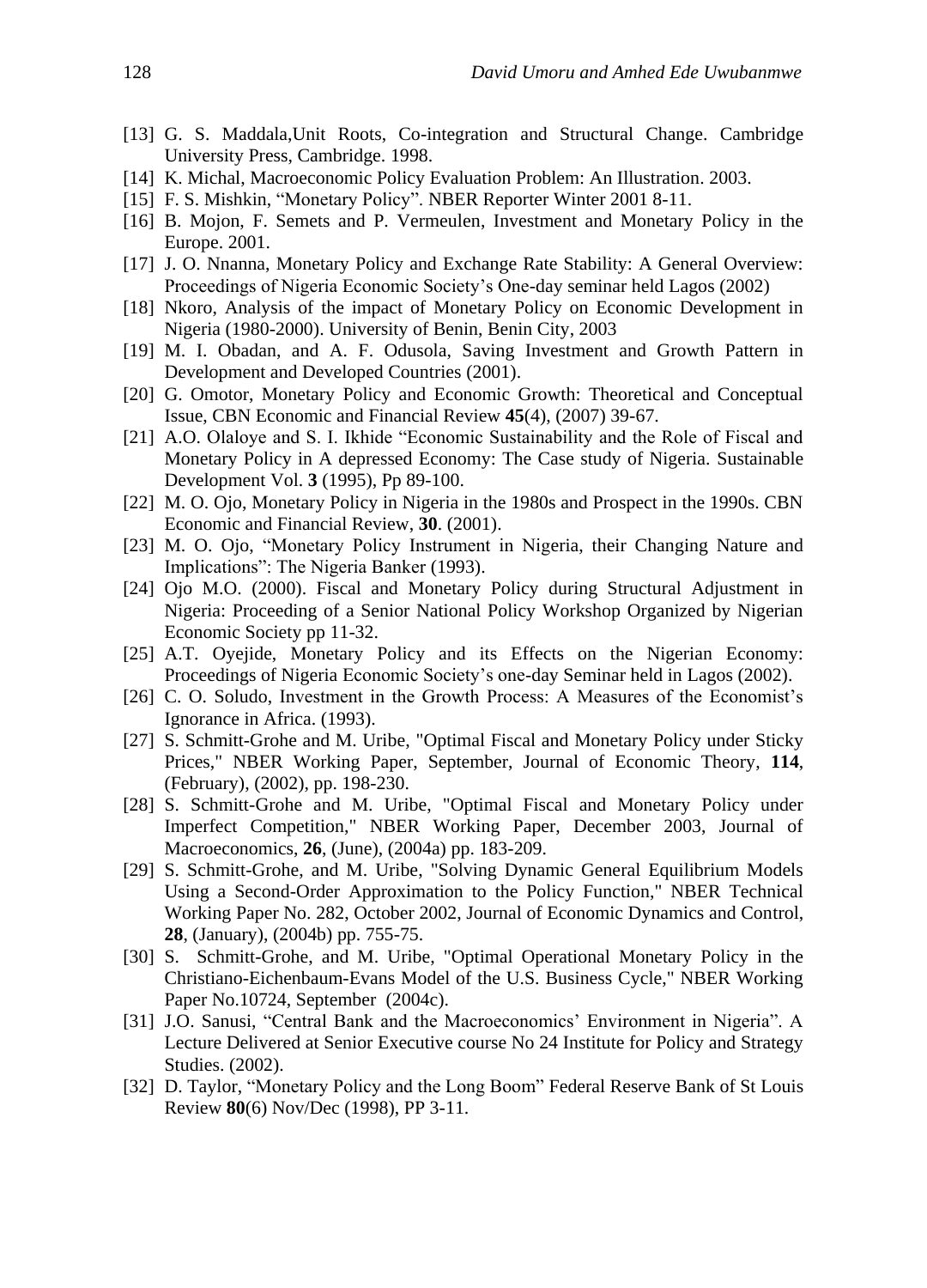[13] G. S. Maddala,Unit Roots, Co-integration and Structural Change. Cambridge University Press, Cambridge. 1998.

[14] K. Michal, Macroeconomic Policy Evaluation Problem: An Illustration. 2003.

[15] F. S. Mishkin, "Monetary Policy". NBER Reporter Winter 2001 8-11.

[16] B. Mojon, F. Semets and P. Vermeulen, Investment and Monetary Policy in the Europe. 2001.

[17] J. O. Nnanna, Monetary Policy and Exchange Rate Stability: A General Overview: Proceedings of Nigeria Economic Society's One-day seminar held Lagos (2002)

[18] Nkoro, Analysis of the impact of Monetary Policy on Economic Development in Nigeria (1980-2000). University of Benin, Benin City, 2003

[19] M. I. Obadan, and A. F. Odusola, Saving Investment and Growth Pattern in Development and Developed Countries (2001).

[20] G. Omotor, Monetary Policy and Economic Growth: Theoretical and Conceptual Issue, CBN Economic and Financial Review **45**(4), (2007) 39-67.

[21] A.O. Olaloye and S. I. Ikhide "Economic Sustainability and the Role of Fiscal and Monetary Policy in A depressed Economy: The Case study of Nigeria. Sustainable Development Vol. **3** (1995), Pp 89-100.

[22] M. O. Ojo, Monetary Policy in Nigeria in the 1980s and Prospect in the 1990s. CBN Economic and Financial Review, **30**. (2001).

[23] M. O. Ojo, "Monetary Policy Instrument in Nigeria, their Changing Nature and Implications": The Nigeria Banker (1993).

[24] Ojo M.O. (2000). Fiscal and Monetary Policy during Structural Adjustment in Nigeria: Proceeding of a Senior National Policy Workshop Organized by Nigerian Economic Society pp 11-32.

[25] A.T. Oyejide, Monetary Policy and its Effects on the Nigerian Economy: Proceedings of Nigeria Economic Society's one-day Seminar held in Lagos (2002).

[26] C. O. Soludo, Investment in the Growth Process: A Measures of the Economist's Ignorance in Africa. (1993).

[27] S. Schmitt-Grohe and M. Uribe, "Optimal Fiscal and Monetary Policy under Sticky Prices," NBER Working Paper, September, Journal of Economic Theory, **114**, (February), (2002), pp. 198-230.

[28] S. Schmitt-Grohe and M. Uribe, "Optimal Fiscal and Monetary Policy under Imperfect Competition," NBER Working Paper, December 2003, Journal of Macroeconomics, **26**, (June), (2004a) pp. 183-209.

[29] S. Schmitt-Grohe, and M. Uribe, "Solving Dynamic General Equilibrium Models Using a Second-Order Approximation to the Policy Function," NBER Technical Working Paper No. 282, October 2002, Journal of Economic Dynamics and Control, **28**, (January), (2004b) pp. 755-75.

[30] S. Schmitt-Grohe, and M. Uribe, "Optimal Operational Monetary Policy in the Christiano-Eichenbaum-Evans Model of the U.S. Business Cycle," NBER Working Paper No.10724, September (2004c).

[31] J.O. Sanusi, "Central Bank and the Macroeconomics' Environment in Nigeria". A Lecture Delivered at Senior Executive course No 24 Institute for Policy and Strategy Studies. (2002).

[32] D. Taylor, "Monetary Policy and the Long Boom" Federal Reserve Bank of St Louis Review **80**(6) Nov/Dec (1998), PP 3-11.